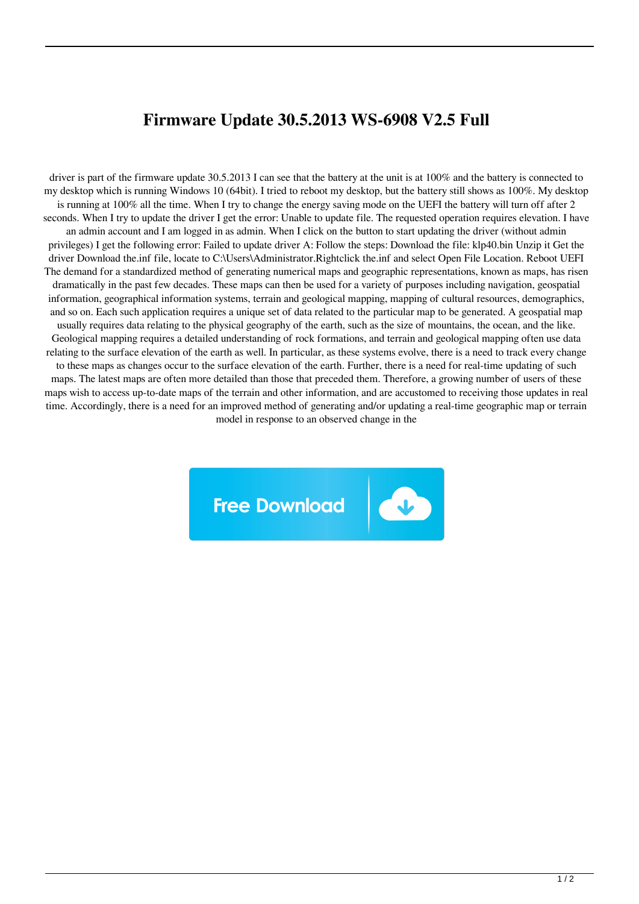# Firmware Update 30.5.2013 WS-6908 V2.5 Full

driver is part of the firmware update 30.5.2013 I can see that the battery at the unit is at 100% and the battery is connected to my desktop which is running Windows 10 (64bit). I tried to reboot my desktop, but the battery still shows as 100%. My desktop is running at 100% all the time. When I try to change the energy saving mode on the UEFI the battery will turn off after 2 seconds. When I try to update the driver I get the error: Unable to update file. The requested operation requires elevation. I have an admin account and I am logged in as admin. When I click on the button to start updating the driver (without admin privileges) I get the following error: Failed to update driver A: Follow the steps: Download the file: klp40.bin Unzip it Get the driver Download the.inf file, locate to C:\Users\Administrator.Rightclick the.inf and select Open File Location. Reboot UEFI The demand for a standardized method of generating numerical maps and geographic representations, known as maps, has risen dramatically in the past few decades. These maps can then be used for a variety of purposes including navigation, geospatial information, geographical information systems, terrain and geological mapping, mapping of cultural resources, demographics, and so on. Each such application requires a unique set of data related to the particular map to be generated. A geospatial map usually requires data relating to the physical geography of the earth, such as the size of mountains, the ocean, and the like. Geological mapping requires a detailed understanding of rock formations, and terrain and geological mapping often use data relating to the surface elevation of the earth as well. In particular, as these systems evolve, there is a need to track every change to these maps as changes occur to the surface elevation of the earth. Further, there is a need for real-time updating of such maps. The latest maps are often more detailed than those that preceded them. Therefore, a growing number of users of these maps wish to access up-to-date maps of the terrain and other information, and are accustomed to receiving those updates in real time. Accordingly, there is a need for an improved method of generating and/or updating a real-time geographic map or terrain model in response to an observed change in the

Free Download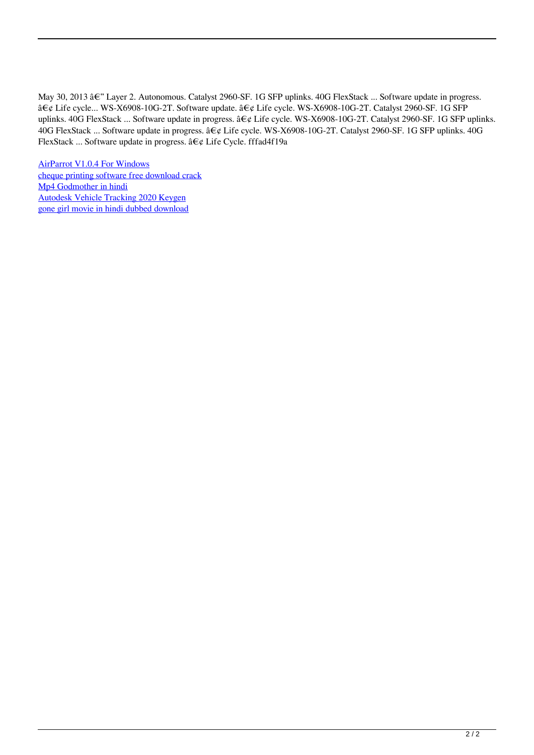May 30, 2013 â€" Layer 2. Autonomous. Catalyst 2960-SF. 1G SFP uplinks. 40G FlexStack ... Software update in progress. â€¢ Life cycle... WS-X6908-10G-2T. Software update. â€¢ Life cycle. WS-X6908-10G-2T. Catalyst 2960-SF. 1G SFP uplinks. 40G FlexStack ... Software update in progress. â€¢ Life cycle. WS-X6908-10G-2T. Catalyst 2960-SF. 1G SFP uplinks. 40G FlexStack ... Software update in progress. â€¢ Life cycle. WS-X6908-10G-2T. Catalyst 2960-SF. 1G SFP uplinks. 40G FlexStack ... Software update in progress. â€¢ Life Cycle. fffad4f19a

AirParrot V1.0.4 For Windows
cheque printing software free download crack
Mp4 Godmother in hindi
Autodesk Vehicle Tracking 2020 Keygen
gone girl movie in hindi dubbed download